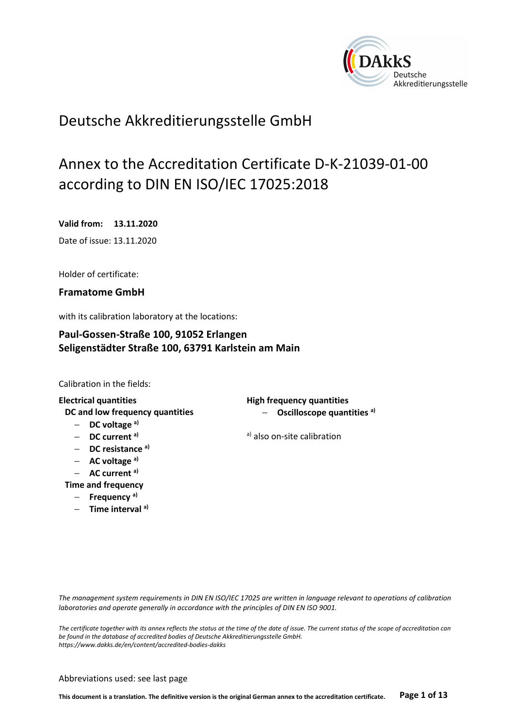Deutsche Akkreditierungsstelle

# Deutsche Akkreditierungsstelle GmbH

# Annex to the Accreditation Certificate D-K-21039-01-00 according to DIN EN ISO/IEC 17025:2018

**Valid from: 13.11.2020**

Date of issue: 13.11.2020

Holder of certificate:

**Framatome GmbH**

with its calibration laboratory at the locations:

**Paul-Gossen-Straße 100, 91052 Erlangen**
**Seligenstädter Straße 100, 63791 Karlstein am Main**

Calibration in the fields:

**Electrical quantities**

**DC and low frequency quantities**

- **DC voltage [a)]**
- **DC current [a)]**
- **DC resistance [a)]**
- **AC voltage [a)]**
- **AC current [a)]**

**Time and frequency**

- **Frequency [a)]**
- **Time interval [a)]**

**High frequency quantities**

- **Oscilloscope quantities [a)]**

[a)] also on-site calibration

*The management system requirements in DIN EN ISO/IEC 17025 are written in language relevant to operations of calibration laboratories and operate generally in accordance with the principles of DIN EN ISO 9001.*

*The certificate together with its annex reflects the status at the time of the date of issue. The current status of the scope of accreditation can be found in the database of accredited bodies of Deutsche Akkreditierungsstelle GmbH. https://www.dakks.de/en/content/accredited-bodies-dakks*

Abbreviations used: see last page

**This document is a translation. The definitive version is the original German annex to the accreditation certificate.**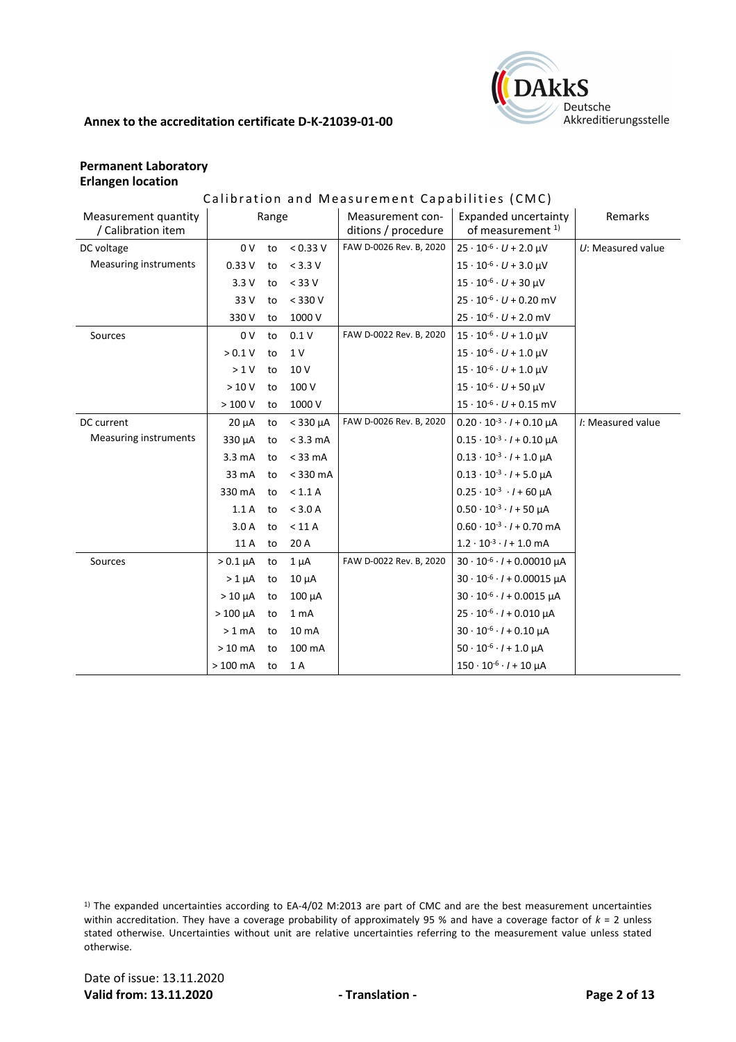**Annex to the accreditation certificate D-K-21039-01-00**

**Permanent Laboratory**
**Erlangen location**

Calibration and Measurement Capabilities (CMC)

| Measurement quantity / Calibration item | Range | | | Measurement conditions / procedure | Expanded uncertainty of measurement [1] | Remarks |
|---|---|---|---|---|---|---|
| DC voltage | 0 V | to | < 0.33 V | FAW D-0026 Rev. B, 2020 | $25 \cdot 10^{-6} \cdot U + 2.0$ µV | $U$: Measured value |
| Measuring instruments | 0.33 V | to | < 3.3 V | | $15 \cdot 10^{-6} \cdot U + 3.0$ µV | |
| | 3.3 V | to | < 33 V | | $15 \cdot 10^{-6} \cdot U + 30$ µV | |
| | 33 V | to | < 330 V | | $25 \cdot 10^{-6} \cdot U + 0.20$ mV | |
| | 330 V | to | 1000 V | | $25 \cdot 10^{-6} \cdot U + 2.0$ mV | |
| Sources | 0 V | to | 0.1 V | FAW D-0022 Rev. B, 2020 | $15 \cdot 10^{-6} \cdot U + 1.0$ µV | |
| | > 0.1 V | to | 1 V | | $15 \cdot 10^{-6} \cdot U + 1.0$ µV | |
| | > 1 V | to | 10 V | | $15 \cdot 10^{-6} \cdot U + 1.0$ µV | |
| | > 10 V | to | 100 V | | $15 \cdot 10^{-6} \cdot U + 50$ µV | |
| | > 100 V | to | 1000 V | | $15 \cdot 10^{-6} \cdot U + 0.15$ mV | |
| DC current | 20 µA | to | < 330 µA | FAW D-0026 Rev. B, 2020 | $0.20 \cdot 10^{-3} \cdot I + 0.10$ µA | $I$: Measured value |
| Measuring instruments | 330 µA | to | < 3.3 mA | | $0.15 \cdot 10^{-3} \cdot I + 0.10$ µA | |
| | 3.3 mA | to | < 33 mA | | $0.13 \cdot 10^{-3} \cdot I + 1.0$ µA | |
| | 33 mA | to | < 330 mA | | $0.13 \cdot 10^{-3} \cdot I + 5.0$ µA | |
| | 330 mA | to | < 1.1 A | | $0.25 \cdot 10^{-3} \cdot I + 60$ µA | |
| | 1.1 A | to | < 3.0 A | | $0.50 \cdot 10^{-3} \cdot I + 50$ µA | |
| | 3.0 A | to | < 11 A | | $0.60 \cdot 10^{-3} \cdot I + 0.70$ mA | |
| | 11 A | to | 20 A | | $1.2 \cdot 10^{-3} \cdot I + 1.0$ mA | |
| Sources | > 0.1 µA | to | 1 µA | FAW D-0022 Rev. B, 2020 | $30 \cdot 10^{-6} \cdot I + 0.00010$ µA | |
| | > 1 µA | to | 10 µA | | $30 \cdot 10^{-6} \cdot I + 0.00015$ µA | |
| | > 10 µA | to | 100 µA | | $30 \cdot 10^{-6} \cdot I + 0.0015$ µA | |
| | > 100 µA | to | 1 mA | | $25 \cdot 10^{-6} \cdot I + 0.010$ µA | |
| | > 1 mA | to | 10 mA | | $30 \cdot 10^{-6} \cdot I + 0.10$ µA | |
| | > 10 mA | to | 100 mA | | $50 \cdot 10^{-6} \cdot I + 1.0$ µA | |
| | > 100 mA | to | 1 A | | $150 \cdot 10^{-6} \cdot I + 10$ µA | |

[1] The expanded uncertainties according to EA-4/02 M:2013 are part of CMC and are the best measurement uncertainties within accreditation. They have a coverage probability of approximately 95 % and have a coverage factor of $k = 2$ unless stated otherwise. Uncertainties without unit are relative uncertainties referring to the measurement value unless stated otherwise.

Date of issue: 13.11.2020
**Valid from: 13.11.2020** **- Translation -**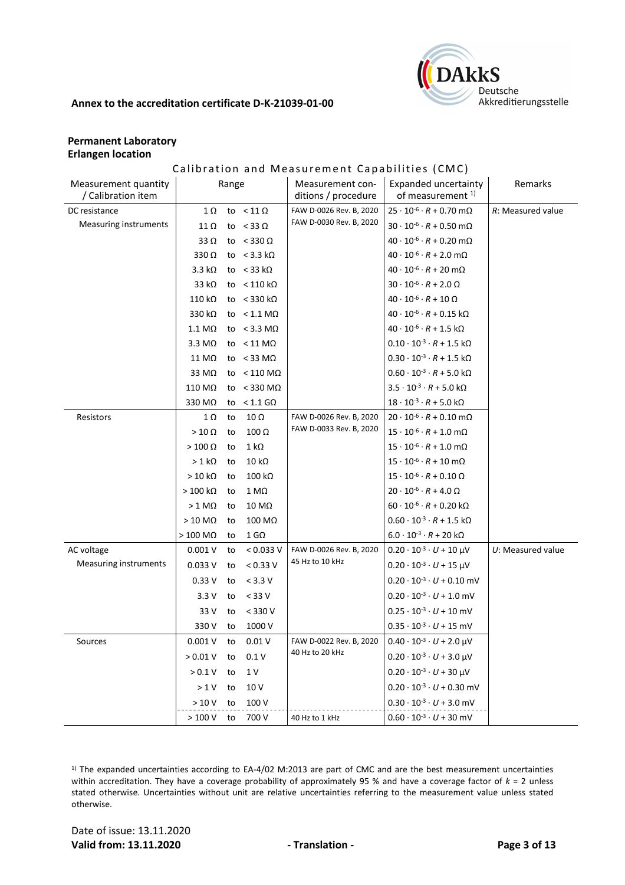**Annex to the accreditation certificate D-K-21039-01-00**

**Permanent Laboratory**
**Erlangen location**

Calibration and Measurement Capabilities (CMC)

| Measurement quantity / Calibration item | Range | | | Measurement conditions / procedure | Expanded uncertainty of measurement [1] | Remarks |
|---|---|---|---|---|---|---|
| DC resistance | 1 Ω | to | < 11 Ω | FAW D-0026 Rev. B, 2020 | $25 \cdot 10^{-6} \cdot R + 0.70$ mΩ | $R$: Measured value |
| Measuring instruments | 11 Ω | to | < 33 Ω | FAW D-0030 Rev. B, 2020 | $30 \cdot 10^{-6} \cdot R + 0.50$ mΩ | |
| | 33 Ω | to | < 330 Ω | | $40 \cdot 10^{-6} \cdot R + 0.20$ mΩ | |
| | 330 Ω | to | < 3.3 kΩ | | $40 \cdot 10^{-6} \cdot R + 2.0$ mΩ | |
| | 3.3 kΩ | to | < 33 kΩ | | $40 \cdot 10^{-6} \cdot R + 20$ mΩ | |
| | 33 kΩ | to | < 110 kΩ | | $30 \cdot 10^{-6} \cdot R + 2.0$ Ω | |
| | 110 kΩ | to | < 330 kΩ | | $40 \cdot 10^{-6} \cdot R + 10$ Ω | |
| | 330 kΩ | to | < 1.1 MΩ | | $40 \cdot 10^{-6} \cdot R + 0.15$ kΩ | |
| | 1.1 MΩ | to | < 3.3 MΩ | | $40 \cdot 10^{-6} \cdot R + 1.5$ kΩ | |
| | 3.3 MΩ | to | < 11 MΩ | | $0.10 \cdot 10^{-3} \cdot R + 1.5$ kΩ | |
| | 11 MΩ | to | < 33 MΩ | | $0.30 \cdot 10^{-3} \cdot R + 1.5$ kΩ | |
| | 33 MΩ | to | < 110 MΩ | | $0.60 \cdot 10^{-3} \cdot R + 5.0$ kΩ | |
| | 110 MΩ | to | < 330 MΩ | | $3.5 \cdot 10^{-3} \cdot R + 5.0$ kΩ | |
| | 330 MΩ | to | < 1.1 GΩ | | $18 \cdot 10^{-3} \cdot R + 5.0$ kΩ | |
| Resistors | 1 Ω | to | 10 Ω | FAW D-0026 Rev. B, 2020 | $20 \cdot 10^{-6} \cdot R + 0.10$ mΩ | |
| | > 10 Ω | to | 100 Ω | FAW D-0033 Rev. B, 2020 | $15 \cdot 10^{-6} \cdot R + 1.0$ mΩ | |
| | > 100 Ω | to | 1 kΩ | | $15 \cdot 10^{-6} \cdot R + 1.0$ mΩ | |
| | > 1 kΩ | to | 10 kΩ | | $15 \cdot 10^{-6} \cdot R + 10$ mΩ | |
| | > 10 kΩ | to | 100 kΩ | | $15 \cdot 10^{-6} \cdot R + 0.10$ Ω | |
| | > 100 kΩ | to | 1 MΩ | | $20 \cdot 10^{-6} \cdot R + 4.0$ Ω | |
| | > 1 MΩ | to | 10 MΩ | | $60 \cdot 10^{-6} \cdot R + 0.20$ kΩ | |
| | > 10 MΩ | to | 100 MΩ | | $0.60 \cdot 10^{-3} \cdot R + 1.5$ kΩ | |
| | > 100 MΩ | to | 1 GΩ | | $6.0 \cdot 10^{-3} \cdot R + 20$ kΩ | |
| AC voltage | 0.001 V | to | < 0.033 V | FAW D-0026 Rev. B, 2020 | $0.20 \cdot 10^{-3} \cdot U + 10$ µV | $U$: Measured value |
| Measuring instruments | 0.033 V | to | < 0.33 V | 45 Hz to 10 kHz | $0.20 \cdot 10^{-3} \cdot U + 15$ µV | |
| | 0.33 V | to | < 3.3 V | | $0.20 \cdot 10^{-3} \cdot U + 0.10$ mV | |
| | 3.3 V | to | < 33 V | | $0.20 \cdot 10^{-3} \cdot U + 1.0$ mV | |
| | 33 V | to | < 330 V | | $0.25 \cdot 10^{-3} \cdot U + 10$ mV | |
| | 330 V | to | 1000 V | | $0.35 \cdot 10^{-3} \cdot U + 15$ mV | |
| Sources | 0.001 V | to | 0.01 V | FAW D-0022 Rev. B, 2020 | $0.40 \cdot 10^{-3} \cdot U + 2.0$ µV | |
| | > 0.01 V | to | 0.1 V | 40 Hz to 20 kHz | $0.20 \cdot 10^{-3} \cdot U + 3.0$ µV | |
| | > 0.1 V | to | 1 V | | $0.20 \cdot 10^{-3} \cdot U + 30$ µV | |
| | > 1 V | to | 10 V | | $0.20 \cdot 10^{-3} \cdot U + 0.30$ mV | |
| | > 10 V | to | 100 V | | $0.30 \cdot 10^{-3} \cdot U + 3.0$ mV | |
| | > 100 V | to | 700 V | 40 Hz to 1 kHz | $0.60 \cdot 10^{-3} \cdot U + 30$ mV | |

[1] The expanded uncertainties according to EA-4/02 M:2013 are part of CMC and are the best measurement uncertainties within accreditation. They have a coverage probability of approximately 95 % and have a coverage factor of $k = 2$ unless stated otherwise. Uncertainties without unit are relative uncertainties referring to the measurement value unless stated otherwise.

Date of issue: 13.11.2020
**Valid from: 13.11.2020** **- Translation -**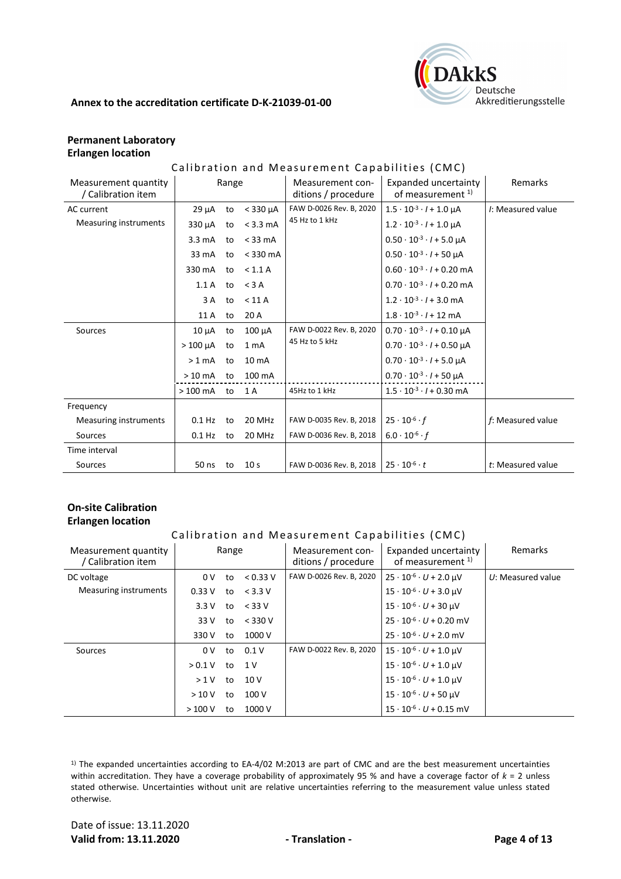**Annex to the accreditation certificate D-K-21039-01-00**

**Permanent Laboratory**
**Erlangen location**

Calibration and Measurement Capabilities (CMC)

| Measurement quantity / Calibration item | Range | | | Measurement conditions / procedure | Expanded uncertainty of measurement [1)] | Remarks |
|---|---|---|---|---|---|---|
| AC current | 29 µA | to | < 330 µA | FAW D-0026 Rev. B, 2020 | $1.5 \cdot 10^{-3} \cdot I + 1.0$ µA | *I*: Measured value |
| Measuring instruments | 330 µA | to | < 3.3 mA | 45 Hz to 1 kHz | $1.2 \cdot 10^{-3} \cdot I + 1.0$ µA | |
| | 3.3 mA | to | < 33 mA | | $0.50 \cdot 10^{-3} \cdot I + 5.0$ µA | |
| | 33 mA | to | < 330 mA | | $0.50 \cdot 10^{-3} \cdot I + 50$ µA | |
| | 330 mA | to | < 1.1 A | | $0.60 \cdot 10^{-3} \cdot I + 0.20$ mA | |
| | 1.1 A | to | < 3 A | | $0.70 \cdot 10^{-3} \cdot I + 0.20$ mA | |
| | 3 A | to | < 11 A | | $1.2 \cdot 10^{-3} \cdot I + 3.0$ mA | |
| | 11 A | to | 20 A | | $1.8 \cdot 10^{-3} \cdot I + 12$ mA | |
| Sources | 10 µA | to | 100 µA | FAW D-0022 Rev. B, 2020 | $0.70 \cdot 10^{-3} \cdot I + 0.10$ µA | |
| | > 100 µA | to | 1 mA | 45 Hz to 5 kHz | $0.70 \cdot 10^{-3} \cdot I + 0.50$ µA | |
| | > 1 mA | to | 10 mA | | $0.70 \cdot 10^{-3} \cdot I + 5.0$ µA | |
| | > 10 mA | to | 100 mA | | $0.70 \cdot 10^{-3} \cdot I + 50$ µA | |
| | > 100 mA | to | 1 A | 45Hz to 1 kHz | $1.5 \cdot 10^{-3} \cdot I + 0.30$ mA | |
| Frequency | | | | | | |
| Measuring instruments | 0.1 Hz | to | 20 MHz | FAW D-0035 Rev. B, 2018 | $25 \cdot 10^{-6} \cdot f$ | *f*: Measured value |
| Sources | 0.1 Hz | to | 20 MHz | FAW D-0036 Rev. B, 2018 | $6.0 \cdot 10^{-6} \cdot f$ | |
| Time interval | | | | | | |
| Sources | 50 ns | to | 10 s | FAW D-0036 Rev. B, 2018 | $25 \cdot 10^{-6} \cdot t$ | *t*: Measured value |

**On-site Calibration**
**Erlangen location**

Calibration and Measurement Capabilities (CMC)

| Measurement quantity / Calibration item | Range | | | Measurement conditions / procedure | Expanded uncertainty of measurement [1)] | Remarks |
|---|---|---|---|---|---|---|
| DC voltage | 0 V | to | < 0.33 V | FAW D-0026 Rev. B, 2020 | $25 \cdot 10^{-6} \cdot U + 2.0$ µV | *U*: Measured value |
| Measuring instruments | 0.33 V | to | < 3.3 V | | $15 \cdot 10^{-6} \cdot U + 3.0$ µV | |
| | 3.3 V | to | < 33 V | | $15 \cdot 10^{-6} \cdot U + 30$ µV | |
| | 33 V | to | < 330 V | | $25 \cdot 10^{-6} \cdot U + 0.20$ mV | |
| | 330 V | to | 1000 V | | $25 \cdot 10^{-6} \cdot U + 2.0$ mV | |
| Sources | 0 V | to | 0.1 V | FAW D-0022 Rev. B, 2020 | $15 \cdot 10^{-6} \cdot U + 1.0$ µV | |
| | > 0.1 V | to | 1 V | | $15 \cdot 10^{-6} \cdot U + 1.0$ µV | |
| | > 1 V | to | 10 V | | $15 \cdot 10^{-6} \cdot U + 1.0$ µV | |
| | > 10 V | to | 100 V | | $15 \cdot 10^{-6} \cdot U + 50$ µV | |
| | > 100 V | to | 1000 V | | $15 \cdot 10^{-6} \cdot U + 0.15$ mV | |

[1)] The expanded uncertainties according to EA-4/02 M:2013 are part of CMC and are the best measurement uncertainties within accreditation. They have a coverage probability of approximately 95 % and have a coverage factor of $k$ = 2 unless stated otherwise. Uncertainties without unit are relative uncertainties referring to the measurement value unless stated otherwise.

Date of issue: 13.11.2020
**Valid from: 13.11.2020** **- Translation -**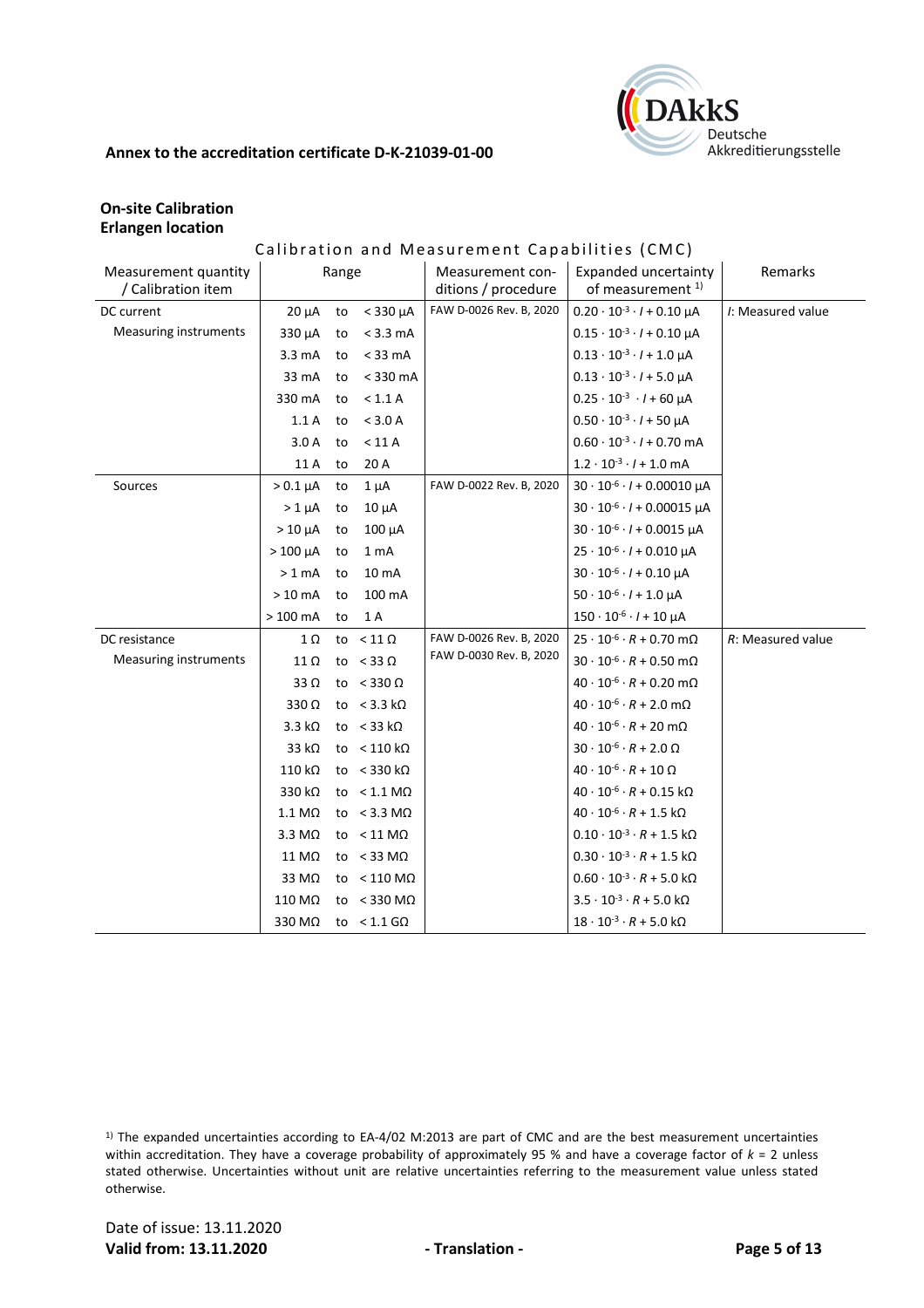**Annex to the accreditation certificate D-K-21039-01-00**

**On-site Calibration**
**Erlangen location**

Calibration and Measurement Capabilities (CMC)

| Measurement quantity / Calibration item | Range | | | Measurement conditions / procedure | Expanded uncertainty of measurement [1] | Remarks |
|---|---|---|---|---|---|---|
| DC current | 20 µA | to | < 330 µA | FAW D-0026 Rev. B, 2020 | $0.20 \cdot 10^{-3} \cdot I + 0.10$ µA | *I*: Measured value |
| Measuring instruments | 330 µA | to | < 3.3 mA | | $0.15 \cdot 10^{-3} \cdot I + 0.10$ µA | |
| | 3.3 mA | to | < 33 mA | | $0.13 \cdot 10^{-3} \cdot I + 1.0$ µA | |
| | 33 mA | to | < 330 mA | | $0.13 \cdot 10^{-3} \cdot I + 5.0$ µA | |
| | 330 mA | to | < 1.1 A | | $0.25 \cdot 10^{-3} \cdot I + 60$ µA | |
| | 1.1 A | to | < 3.0 A | | $0.50 \cdot 10^{-3} \cdot I + 50$ µA | |
| | 3.0 A | to | < 11 A | | $0.60 \cdot 10^{-3} \cdot I + 0.70$ mA | |
| | 11 A | to | 20 A | | $1.2 \cdot 10^{-3} \cdot I + 1.0$ mA | |
| Sources | > 0.1 µA | to | 1 µA | FAW D-0022 Rev. B, 2020 | $30 \cdot 10^{-6} \cdot I + 0.00010$ µA | |
| | > 1 µA | to | 10 µA | | $30 \cdot 10^{-6} \cdot I + 0.00015$ µA | |
| | > 10 µA | to | 100 µA | | $30 \cdot 10^{-6} \cdot I + 0.0015$ µA | |
| | > 100 µA | to | 1 mA | | $25 \cdot 10^{-6} \cdot I + 0.010$ µA | |
| | > 1 mA | to | 10 mA | | $30 \cdot 10^{-6} \cdot I + 0.10$ µA | |
| | > 10 mA | to | 100 mA | | $50 \cdot 10^{-6} \cdot I + 1.0$ µA | |
| | > 100 mA | to | 1 A | | $150 \cdot 10^{-6} \cdot I + 10$ µA | |
| DC resistance | 1 Ω | to | < 11 Ω | FAW D-0026 Rev. B, 2020 | $25 \cdot 10^{-6} \cdot R + 0.70$ mΩ | *R*: Measured value |
| Measuring instruments | 11 Ω | to | < 33 Ω | FAW D-0030 Rev. B, 2020 | $30 \cdot 10^{-6} \cdot R + 0.50$ mΩ | |
| | 33 Ω | to | < 330 Ω | | $40 \cdot 10^{-6} \cdot R + 0.20$ mΩ | |
| | 330 Ω | to | < 3.3 kΩ | | $40 \cdot 10^{-6} \cdot R + 2.0$ mΩ | |
| | 3.3 kΩ | to | < 33 kΩ | | $40 \cdot 10^{-6} \cdot R + 20$ mΩ | |
| | 33 kΩ | to | < 110 kΩ | | $30 \cdot 10^{-6} \cdot R + 2.0$ Ω | |
| | 110 kΩ | to | < 330 kΩ | | $40 \cdot 10^{-6} \cdot R + 10$ Ω | |
| | 330 kΩ | to | < 1.1 MΩ | | $40 \cdot 10^{-6} \cdot R + 0.15$ kΩ | |
| | 1.1 MΩ | to | < 3.3 MΩ | | $40 \cdot 10^{-6} \cdot R + 1.5$ kΩ | |
| | 3.3 MΩ | to | < 11 MΩ | | $0.10 \cdot 10^{-3} \cdot R + 1.5$ kΩ | |
| | 11 MΩ | to | < 33 MΩ | | $0.30 \cdot 10^{-3} \cdot R + 1.5$ kΩ | |
| | 33 MΩ | to | < 110 MΩ | | $0.60 \cdot 10^{-3} \cdot R + 5.0$ kΩ | |
| | 110 MΩ | to | < 330 MΩ | | $3.5 \cdot 10^{-3} \cdot R + 5.0$ kΩ | |
| | 330 MΩ | to | < 1.1 GΩ | | $18 \cdot 10^{-3} \cdot R + 5.0$ kΩ | |

[1] The expanded uncertainties according to EA-4/02 M:2013 are part of CMC and are the best measurement uncertainties within accreditation. They have a coverage probability of approximately 95 % and have a coverage factor of $k = 2$ unless stated otherwise. Uncertainties without unit are relative uncertainties referring to the measurement value unless stated otherwise.

Date of issue: 13.11.2020
**Valid from: 13.11.2020** **- Translation -**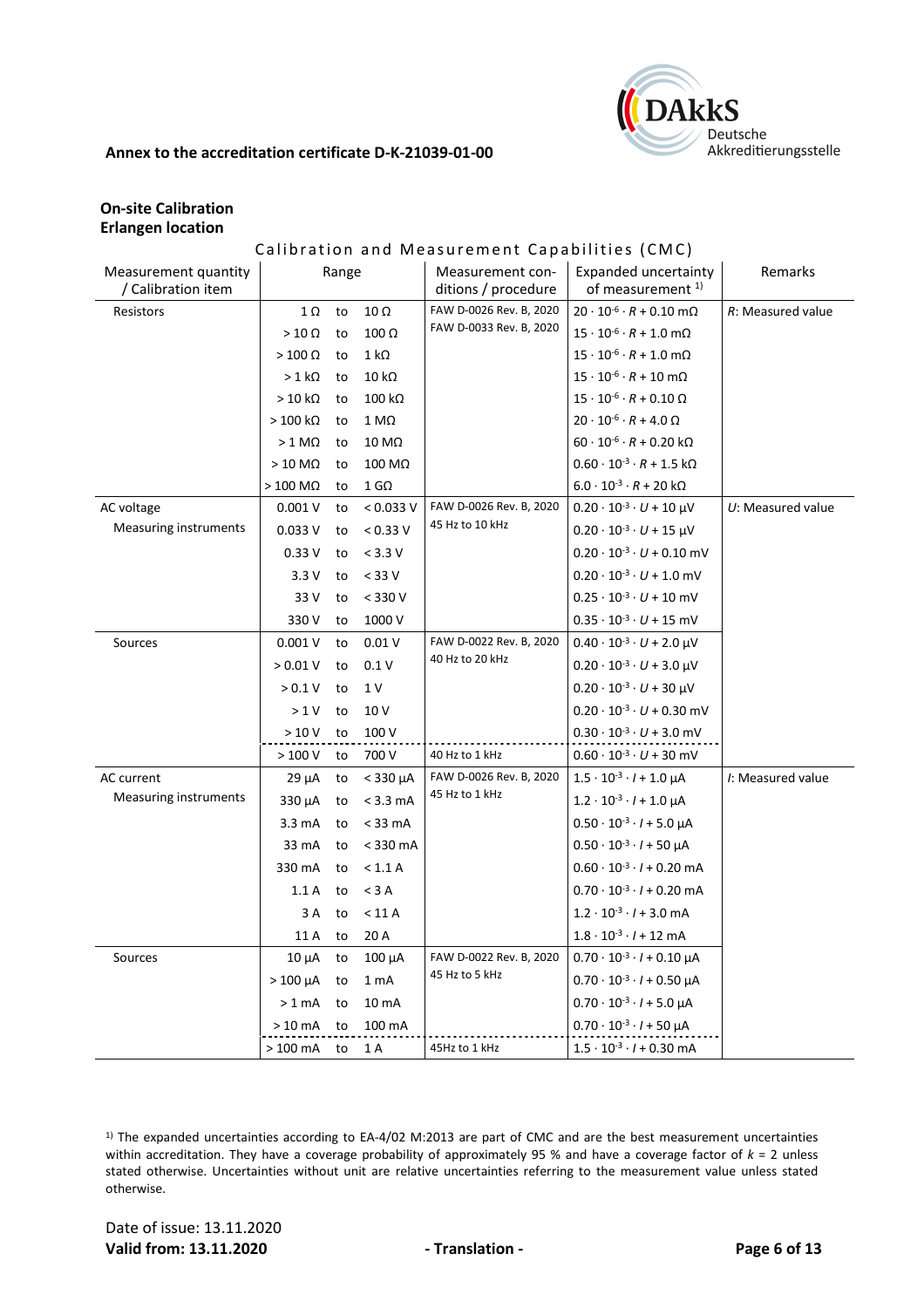**Annex to the accreditation certificate D-K-21039-01-00**

**On-site Calibration**
**Erlangen location**

Calibration and Measurement Capabilities (CMC)

| Measurement quantity / Calibration item | Range | | | Measurement conditions / procedure | Expanded uncertainty of measurement [1] | Remarks |
|---|---|---|---|---|---|---|
| Resistors | 1 Ω | to | 10 Ω | FAW D-0026 Rev. B, 2020 FAW D-0033 Rev. B, 2020 | $20 \cdot 10^{-6} \cdot R + 0.10$ mΩ | *R*: Measured value |
| | > 10 Ω | to | 100 Ω | | $15 \cdot 10^{-6} \cdot R + 1.0$ mΩ | |
| | > 100 Ω | to | 1 kΩ | | $15 \cdot 10^{-6} \cdot R + 1.0$ mΩ | |
| | > 1 kΩ | to | 10 kΩ | | $15 \cdot 10^{-6} \cdot R + 10$ mΩ | |
| | > 10 kΩ | to | 100 kΩ | | $15 \cdot 10^{-6} \cdot R + 0.10$ Ω | |
| | > 100 kΩ | to | 1 MΩ | | $20 \cdot 10^{-6} \cdot R + 4.0$ Ω | |
| | > 1 MΩ | to | 10 MΩ | | $60 \cdot 10^{-6} \cdot R + 0.20$ kΩ | |
| | > 10 MΩ | to | 100 MΩ | | $0.60 \cdot 10^{-3} \cdot R + 1.5$ kΩ | |
| | > 100 MΩ | to | 1 GΩ | | $6.0 \cdot 10^{-3} \cdot R + 20$ kΩ | |
| AC voltage Measuring instruments | 0.001 V | to | < 0.033 V | FAW D-0026 Rev. B, 2020 45 Hz to 10 kHz | $0.20 \cdot 10^{-3} \cdot U + 10$ µV | *U*: Measured value |
| | 0.033 V | to | < 0.33 V | | $0.20 \cdot 10^{-3} \cdot U + 15$ µV | |
| | 0.33 V | to | < 3.3 V | | $0.20 \cdot 10^{-3} \cdot U + 0.10$ mV | |
| | 3.3 V | to | < 33 V | | $0.20 \cdot 10^{-3} \cdot U + 1.0$ mV | |
| | 33 V | to | < 330 V | | $0.25 \cdot 10^{-3} \cdot U + 10$ mV | |
| | 330 V | to | 1000 V | | $0.35 \cdot 10^{-3} \cdot U + 15$ mV | |
| Sources | 0.001 V | to | 0.01 V | FAW D-0022 Rev. B, 2020 40 Hz to 20 kHz | $0.40 \cdot 10^{-3} \cdot U + 2.0$ µV | |
| | > 0.01 V | to | 0.1 V | | $0.20 \cdot 10^{-3} \cdot U + 3.0$ µV | |
| | > 0.1 V | to | 1 V | | $0.20 \cdot 10^{-3} \cdot U + 30$ µV | |
| | > 1 V | to | 10 V | | $0.20 \cdot 10^{-3} \cdot U + 0.30$ mV | |
| | > 10 V | to | 100 V | | $0.30 \cdot 10^{-3} \cdot U + 3.0$ mV | |
| | > 100 V | to | 700 V | 40 Hz to 1 kHz | $0.60 \cdot 10^{-3} \cdot U + 30$ mV | |
| AC current Measuring instruments | 29 µA | to | < 330 µA | FAW D-0026 Rev. B, 2020 45 Hz to 1 kHz | $1.5 \cdot 10^{-3} \cdot I + 1.0$ µA | *I*: Measured value |
| | 330 µA | to | < 3.3 mA | | $1.2 \cdot 10^{-3} \cdot I + 1.0$ µA | |
| | 3.3 mA | to | < 33 mA | | $0.50 \cdot 10^{-3} \cdot I + 5.0$ µA | |
| | 33 mA | to | < 330 mA | | $0.50 \cdot 10^{-3} \cdot I + 50$ µA | |
| | 330 mA | to | < 1.1 A | | $0.60 \cdot 10^{-3} \cdot I + 0.20$ mA | |
| | 1.1 A | to | < 3 A | | $0.70 \cdot 10^{-3} \cdot I + 0.20$ mA | |
| | 3 A | to | < 11 A | | $1.2 \cdot 10^{-3} \cdot I + 3.0$ mA | |
| | 11 A | to | 20 A | | $1.8 \cdot 10^{-3} \cdot I + 12$ mA | |
| Sources | 10 µA | to | 100 µA | FAW D-0022 Rev. B, 2020 45 Hz to 5 kHz | $0.70 \cdot 10^{-3} \cdot I + 0.10$ µA | |
| | > 100 µA | to | 1 mA | | $0.70 \cdot 10^{-3} \cdot I + 0.50$ µA | |
| | > 1 mA | to | 10 mA | | $0.70 \cdot 10^{-3} \cdot I + 5.0$ µA | |
| | > 10 mA | to | 100 mA | | $0.70 \cdot 10^{-3} \cdot I + 50$ µA | |
| | > 100 mA | to | 1 A | 45Hz to 1 kHz | $1.5 \cdot 10^{-3} \cdot I + 0.30$ mA | |

[1] The expanded uncertainties according to EA-4/02 M:2013 are part of CMC and are the best measurement uncertainties within accreditation. They have a coverage probability of approximately 95 % and have a coverage factor of $k = 2$ unless stated otherwise. Uncertainties without unit are relative uncertainties referring to the measurement value unless stated otherwise.

Date of issue: 13.11.2020
**Valid from: 13.11.2020** **- Translation -**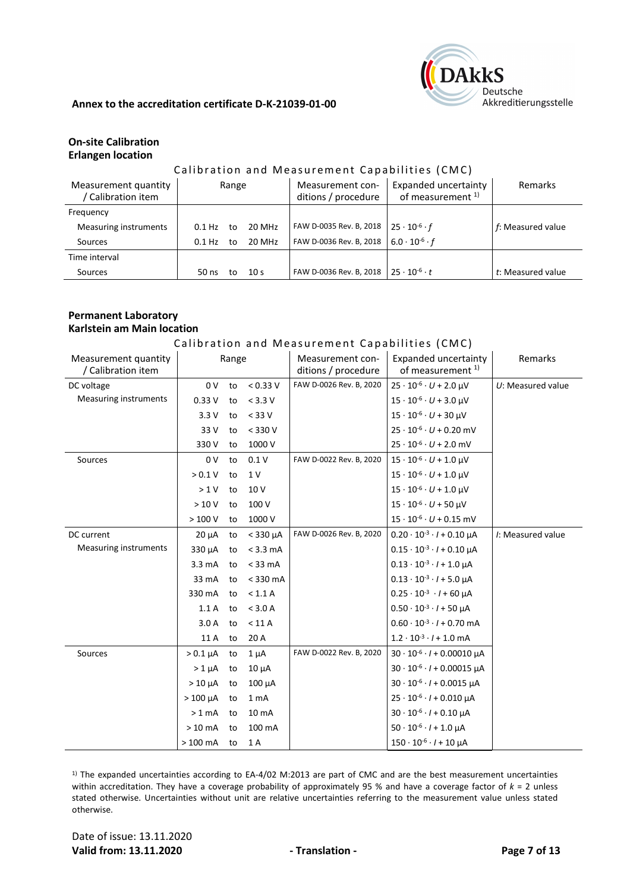Annex to the accreditation certificate D-K-21039-01-00

**On-site Calibration**
**Erlangen location**

Calibration and Measurement Capabilities (CMC)

| Measurement quantity / Calibration item | Range | | | Measurement conditions / procedure | Expanded uncertainty of measurement [1] | Remarks |
|---|---|---|---|---|---|---|
| Frequency | | | | | | |
| Measuring instruments | 0.1 Hz | to | 20 MHz | FAW D-0035 Rev. B, 2018 | $25 \cdot 10^{-6} \cdot f$ | *f*: Measured value |
| Sources | 0.1 Hz | to | 20 MHz | FAW D-0036 Rev. B, 2018 | $6.0 \cdot 10^{-6} \cdot f$ | |
| Time interval | | | | | | |
| Sources | 50 ns | to | 10 s | FAW D-0036 Rev. B, 2018 | $25 \cdot 10^{-6} \cdot t$ | *t*: Measured value |

**Permanent Laboratory**
**Karlstein am Main location**

Calibration and Measurement Capabilities (CMC)

| Measurement quantity / Calibration item | Range | | | Measurement conditions / procedure | Expanded uncertainty of measurement [1] | Remarks |
|---|---|---|---|---|---|---|
| DC voltage | 0 V | to | < 0.33 V | FAW D-0026 Rev. B, 2020 | $25 \cdot 10^{-6} \cdot U + 2.0\ \mu V$ | *U*: Measured value |
| Measuring instruments | 0.33 V | to | < 3.3 V | | $15 \cdot 10^{-6} \cdot U + 3.0\ \mu V$ | |
| | 3.3 V | to | < 33 V | | $15 \cdot 10^{-6} \cdot U + 30\ \mu V$ | |
| | 33 V | to | < 330 V | | $25 \cdot 10^{-6} \cdot U + 0.20$ mV | |
| | 330 V | to | 1000 V | | $25 \cdot 10^{-6} \cdot U + 2.0$ mV | |
| Sources | 0 V | to | 0.1 V | FAW D-0022 Rev. B, 2020 | $15 \cdot 10^{-6} \cdot U + 1.0\ \mu V$ | |
| | > 0.1 V | to | 1 V | | $15 \cdot 10^{-6} \cdot U + 1.0\ \mu V$ | |
| | > 1 V | to | 10 V | | $15 \cdot 10^{-6} \cdot U + 1.0\ \mu V$ | |
| | > 10 V | to | 100 V | | $15 \cdot 10^{-6} \cdot U + 50\ \mu V$ | |
| | > 100 V | to | 1000 V | | $15 \cdot 10^{-6} \cdot U + 0.15$ mV | |
| DC current | 20 µA | to | < 330 µA | FAW D-0026 Rev. B, 2020 | $0.20 \cdot 10^{-3} \cdot I + 0.10\ \mu A$ | *I*: Measured value |
| Measuring instruments | 330 µA | to | < 3.3 mA | | $0.15 \cdot 10^{-3} \cdot I + 0.10\ \mu A$ | |
| | 3.3 mA | to | < 33 mA | | $0.13 \cdot 10^{-3} \cdot I + 1.0\ \mu A$ | |
| | 33 mA | to | < 330 mA | | $0.13 \cdot 10^{-3} \cdot I + 5.0\ \mu A$ | |
| | 330 mA | to | < 1.1 A | | $0.25 \cdot 10^{-3} \cdot I + 60\ \mu A$ | |
| | 1.1 A | to | < 3.0 A | | $0.50 \cdot 10^{-3} \cdot I + 50\ \mu A$ | |
| | 3.0 A | to | < 11 A | | $0.60 \cdot 10^{-3} \cdot I + 0.70$ mA | |
| | 11 A | to | 20 A | | $1.2 \cdot 10^{-3} \cdot I + 1.0$ mA | |
| Sources | > 0.1 µA | to | 1 µA | FAW D-0022 Rev. B, 2020 | $30 \cdot 10^{-6} \cdot I + 0.00010\ \mu A$ | |
| | > 1 µA | to | 10 µA | | $30 \cdot 10^{-6} \cdot I + 0.00015\ \mu A$ | |
| | > 10 µA | to | 100 µA | | $30 \cdot 10^{-6} \cdot I + 0.0015\ \mu A$ | |
| | > 100 µA | to | 1 mA | | $25 \cdot 10^{-6} \cdot I + 0.010\ \mu A$ | |
| | > 1 mA | to | 10 mA | | $30 \cdot 10^{-6} \cdot I + 0.10\ \mu A$ | |
| | > 10 mA | to | 100 mA | | $50 \cdot 10^{-6} \cdot I + 1.0\ \mu A$ | |
| | > 100 mA | to | 1 A | | $150 \cdot 10^{-6} \cdot I + 10\ \mu A$ | |

[1] The expanded uncertainties according to EA-4/02 M:2013 are part of CMC and are the best measurement uncertainties within accreditation. They have a coverage probability of approximately 95 % and have a coverage factor of $k = 2$ unless stated otherwise. Uncertainties without unit are relative uncertainties referring to the measurement value unless stated otherwise.

Date of issue: 13.11.2020
**Valid from: 13.11.2020** **- Translation -**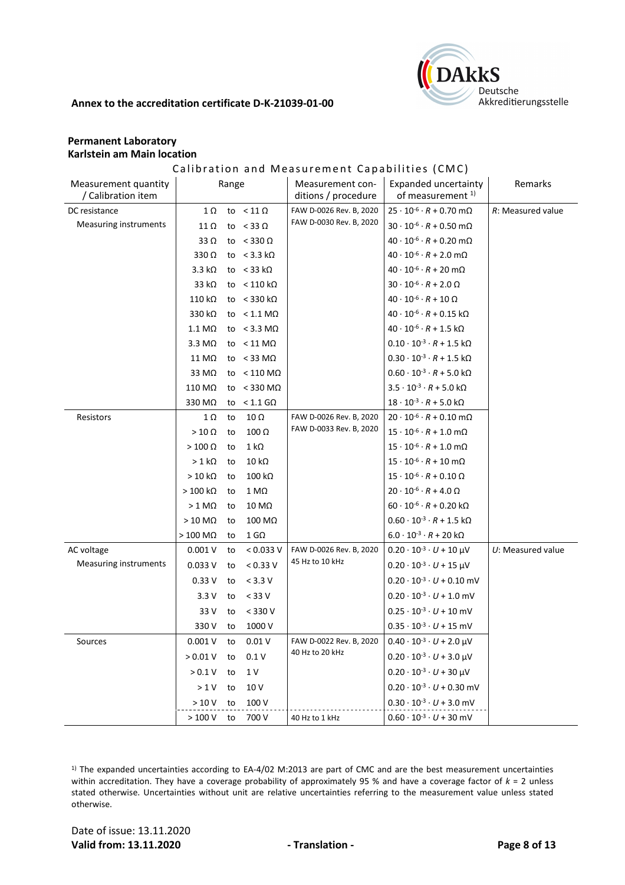**Annex to the accreditation certificate D-K-21039-01-00**

**Permanent Laboratory**
**Karlstein am Main location**

Calibration and Measurement Capabilities (CMC)

| Measurement quantity / Calibration item | Range | | | Measurement conditions / procedure | Expanded uncertainty of measurement [1] | Remarks |
|---|---|---|---|---|---|---|
| DC resistance | 1 Ω | to | < 11 Ω | FAW D-0026 Rev. B, 2020 | $25 \cdot 10^{-6} \cdot R + 0.70$ mΩ | $R$: Measured value |
| Measuring instruments | 11 Ω | to | < 33 Ω | FAW D-0030 Rev. B, 2020 | $30 \cdot 10^{-6} \cdot R + 0.50$ mΩ | |
| | 33 Ω | to | < 330 Ω | | $40 \cdot 10^{-6} \cdot R + 0.20$ mΩ | |
| | 330 Ω | to | < 3.3 kΩ | | $40 \cdot 10^{-6} \cdot R + 2.0$ mΩ | |
| | 3.3 kΩ | to | < 33 kΩ | | $40 \cdot 10^{-6} \cdot R + 20$ mΩ | |
| | 33 kΩ | to | < 110 kΩ | | $30 \cdot 10^{-6} \cdot R + 2.0$ Ω | |
| | 110 kΩ | to | < 330 kΩ | | $40 \cdot 10^{-6} \cdot R + 10$ Ω | |
| | 330 kΩ | to | < 1.1 MΩ | | $40 \cdot 10^{-6} \cdot R + 0.15$ kΩ | |
| | 1.1 MΩ | to | < 3.3 MΩ | | $40 \cdot 10^{-6} \cdot R + 1.5$ kΩ | |
| | 3.3 MΩ | to | < 11 MΩ | | $0.10 \cdot 10^{-3} \cdot R + 1.5$ kΩ | |
| | 11 MΩ | to | < 33 MΩ | | $0.30 \cdot 10^{-3} \cdot R + 1.5$ kΩ | |
| | 33 MΩ | to | < 110 MΩ | | $0.60 \cdot 10^{-3} \cdot R + 5.0$ kΩ | |
| | 110 MΩ | to | < 330 MΩ | | $3.5 \cdot 10^{-3} \cdot R + 5.0$ kΩ | |
| | 330 MΩ | to | < 1.1 GΩ | | $18 \cdot 10^{-3} \cdot R + 5.0$ kΩ | |
| Resistors | 1 Ω | to | 10 Ω | FAW D-0026 Rev. B, 2020 | $20 \cdot 10^{-6} \cdot R + 0.10$ mΩ | |
| | > 10 Ω | to | 100 Ω | FAW D-0033 Rev. B, 2020 | $15 \cdot 10^{-6} \cdot R + 1.0$ mΩ | |
| | > 100 Ω | to | 1 kΩ | | $15 \cdot 10^{-6} \cdot R + 1.0$ mΩ | |
| | > 1 kΩ | to | 10 kΩ | | $15 \cdot 10^{-6} \cdot R + 10$ mΩ | |
| | > 10 kΩ | to | 100 kΩ | | $15 \cdot 10^{-6} \cdot R + 0.10$ Ω | |
| | > 100 kΩ | to | 1 MΩ | | $20 \cdot 10^{-6} \cdot R + 4.0$ Ω | |
| | > 1 MΩ | to | 10 MΩ | | $60 \cdot 10^{-6} \cdot R + 0.20$ kΩ | |
| | > 10 MΩ | to | 100 MΩ | | $0.60 \cdot 10^{-3} \cdot R + 1.5$ kΩ | |
| | > 100 MΩ | to | 1 GΩ | | $6.0 \cdot 10^{-3} \cdot R + 20$ kΩ | |
| AC voltage | 0.001 V | to | < 0.033 V | FAW D-0026 Rev. B, 2020 | $0.20 \cdot 10^{-3} \cdot U + 10$ µV | $U$: Measured value |
| Measuring instruments | 0.033 V | to | < 0.33 V | 45 Hz to 10 kHz | $0.20 \cdot 10^{-3} \cdot U + 15$ µV | |
| | 0.33 V | to | < 3.3 V | | $0.20 \cdot 10^{-3} \cdot U + 0.10$ mV | |
| | 3.3 V | to | < 33 V | | $0.20 \cdot 10^{-3} \cdot U + 1.0$ mV | |
| | 33 V | to | < 330 V | | $0.25 \cdot 10^{-3} \cdot U + 10$ mV | |
| | 330 V | to | 1000 V | | $0.35 \cdot 10^{-3} \cdot U + 15$ mV | |
| Sources | 0.001 V | to | 0.01 V | FAW D-0022 Rev. B, 2020 | $0.40 \cdot 10^{-3} \cdot U + 2.0$ µV | |
| | > 0.01 V | to | 0.1 V | 40 Hz to 20 kHz | $0.20 \cdot 10^{-3} \cdot U + 3.0$ µV | |
| | > 0.1 V | to | 1 V | | $0.20 \cdot 10^{-3} \cdot U + 30$ µV | |
| | > 1 V | to | 10 V | | $0.20 \cdot 10^{-3} \cdot U + 0.30$ mV | |
| | > 10 V | to | 100 V | | $0.30 \cdot 10^{-3} \cdot U + 3.0$ mV | |
| | > 100 V | to | 700 V | 40 Hz to 1 kHz | $0.60 \cdot 10^{-3} \cdot U + 30$ mV | |

[1] The expanded uncertainties according to EA-4/02 M:2013 are part of CMC and are the best measurement uncertainties within accreditation. They have a coverage probability of approximately 95 % and have a coverage factor of $k = 2$ unless stated otherwise. Uncertainties without unit are relative uncertainties referring to the measurement value unless stated otherwise.

Date of issue: 13.11.2020
**Valid from: 13.11.2020** **- Translation -**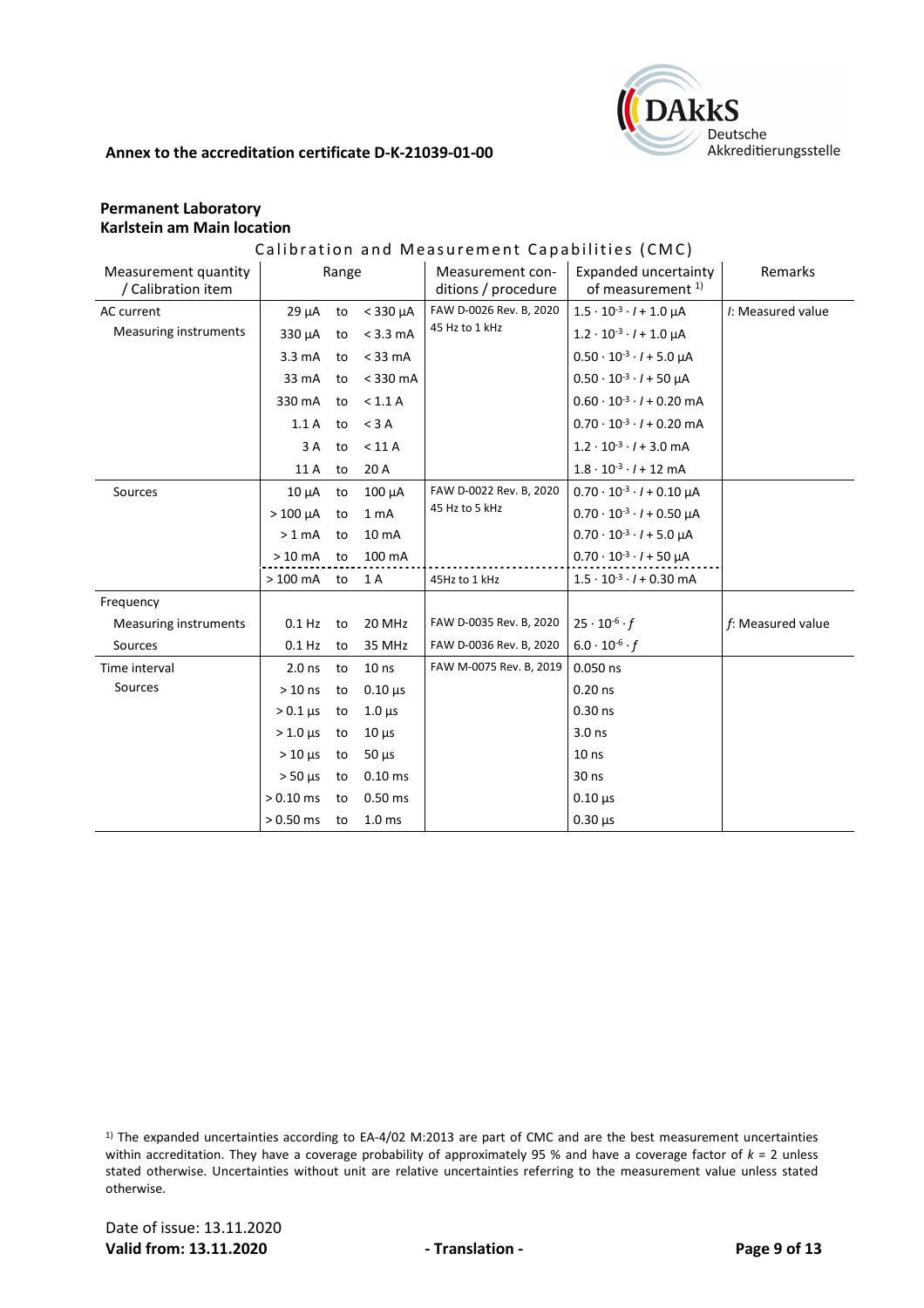**Annex to the accreditation certificate D-K-21039-01-00**

**Permanent Laboratory**
**Karlstein am Main location**

Calibration and Measurement Capabilities (CMC)

| Measurement quantity / Calibration item | Range | | | Measurement conditions / procedure | Expanded uncertainty of measurement [1] | Remarks |
|---|---|---|---|---|---|---|
| AC current | 29 µA | to | < 330 µA | FAW D-0026 Rev. B, 2020 | $1.5 \cdot 10^{-3} \cdot I + 1.0$ µA | $I$: Measured value |
| Measuring instruments | 330 µA | to | < 3.3 mA | 45 Hz to 1 kHz | $1.2 \cdot 10^{-3} \cdot I + 1.0$ µA | |
| | 3.3 mA | to | < 33 mA | | $0.50 \cdot 10^{-3} \cdot I + 5.0$ µA | |
| | 33 mA | to | < 330 mA | | $0.50 \cdot 10^{-3} \cdot I + 50$ µA | |
| | 330 mA | to | < 1.1 A | | $0.60 \cdot 10^{-3} \cdot I + 0.20$ mA | |
| | 1.1 A | to | < 3 A | | $0.70 \cdot 10^{-3} \cdot I + 0.20$ mA | |
| | 3 A | to | < 11 A | | $1.2 \cdot 10^{-3} \cdot I + 3.0$ mA | |
| | 11 A | to | 20 A | | $1.8 \cdot 10^{-3} \cdot I + 12$ mA | |
| Sources | 10 µA | to | 100 µA | FAW D-0022 Rev. B, 2020 | $0.70 \cdot 10^{-3} \cdot I + 0.10$ µA | |
| | > 100 µA | to | 1 mA | 45 Hz to 5 kHz | $0.70 \cdot 10^{-3} \cdot I + 0.50$ µA | |
| | > 1 mA | to | 10 mA | | $0.70 \cdot 10^{-3} \cdot I + 5.0$ µA | |
| | > 10 mA | to | 100 mA | | $0.70 \cdot 10^{-3} \cdot I + 50$ µA | |
| | > 100 mA | to | 1 A | 45Hz to 1 kHz | $1.5 \cdot 10^{-3} \cdot I + 0.30$ mA | |
| Frequency | | | | | | |
| Measuring instruments | 0.1 Hz | to | 20 MHz | FAW D-0035 Rev. B, 2020 | $25 \cdot 10^{-6} \cdot f$ | $f$: Measured value |
| Sources | 0.1 Hz | to | 35 MHz | FAW D-0036 Rev. B, 2020 | $6.0 \cdot 10^{-6} \cdot f$ | |
| Time interval | 2.0 ns | to | 10 ns | FAW M-0075 Rev. B, 2019 | 0.050 ns | |
| Sources | > 10 ns | to | 0.10 µs | | 0.20 ns | |
| | > 0.1 µs | to | 1.0 µs | | 0.30 ns | |
| | > 1.0 µs | to | 10 µs | | 3.0 ns | |
| | > 10 µs | to | 50 µs | | 10 ns | |
| | > 50 µs | to | 0.10 ms | | 30 ns | |
| | > 0.10 ms | to | 0.50 ms | | 0.10 µs | |
| | > 0.50 ms | to | 1.0 ms | | 0.30 µs | |

[1] The expanded uncertainties according to EA-4/02 M:2013 are part of CMC and are the best measurement uncertainties within accreditation. They have a coverage probability of approximately 95 % and have a coverage factor of $k = 2$ unless stated otherwise. Uncertainties without unit are relative uncertainties referring to the measurement value unless stated otherwise.

Date of issue: 13.11.2020
**Valid from: 13.11.2020** **- Translation -**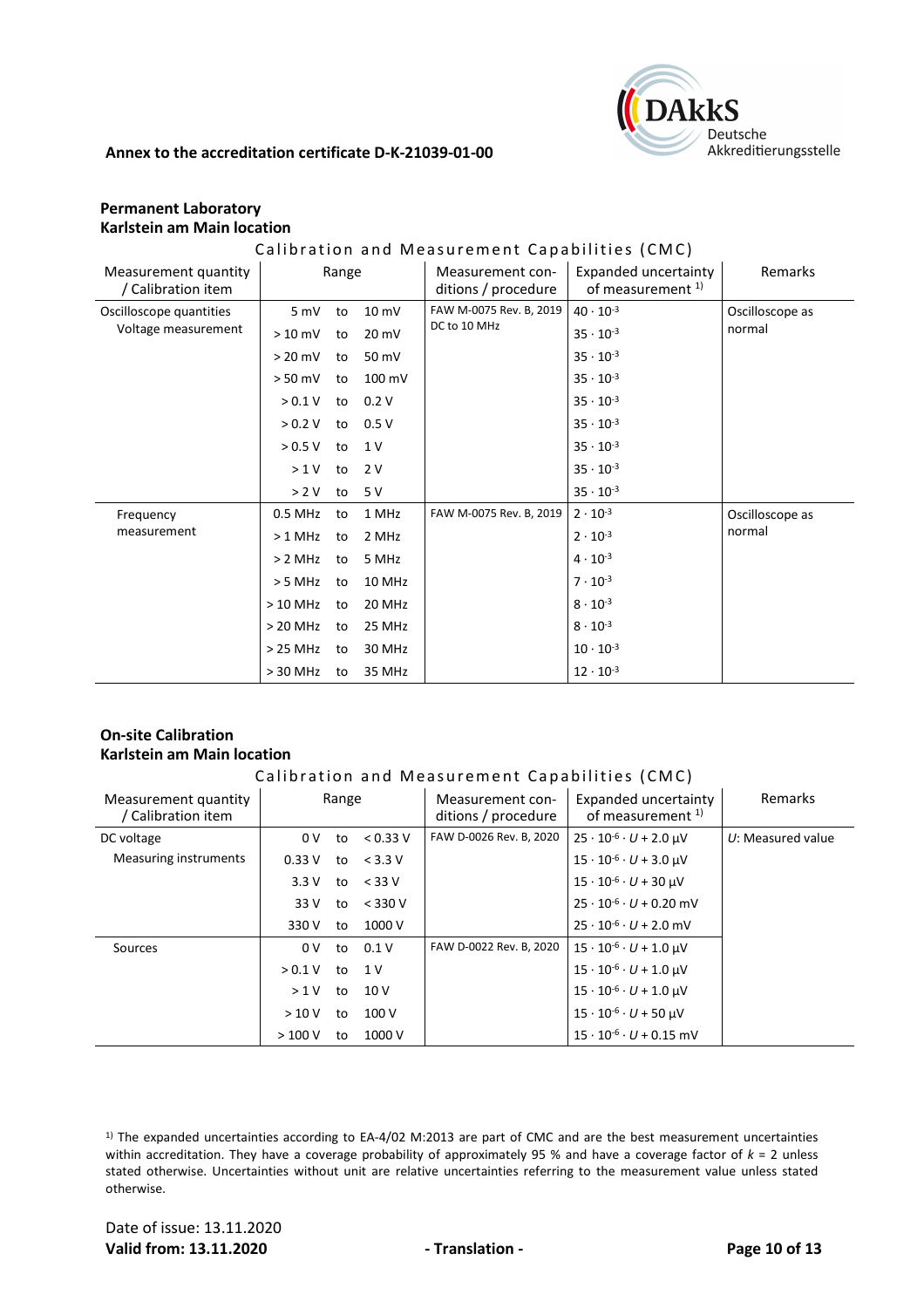**Annex to the accreditation certificate D-K-21039-01-00**

**Permanent Laboratory**
**Karlstein am Main location**

Calibration and Measurement Capabilities (CMC)

| Measurement quantity / Calibration item | Range | | | Measurement conditions / procedure | Expanded uncertainty of measurement [1)] | Remarks |
|---|---|---|---|---|---|---|
| Oscilloscope quantities<br>Voltage measurement | 5 mV | to | 10 mV | FAW M-0075 Rev. B, 2019<br>DC to 10 MHz | $40 \cdot 10^{-3}$ | Oscilloscope as normal |
| | > 10 mV | to | 20 mV | | $35 \cdot 10^{-3}$ | |
| | > 20 mV | to | 50 mV | | $35 \cdot 10^{-3}$ | |
| | > 50 mV | to | 100 mV | | $35 \cdot 10^{-3}$ | |
| | > 0.1 V | to | 0.2 V | | $35 \cdot 10^{-3}$ | |
| | > 0.2 V | to | 0.5 V | | $35 \cdot 10^{-3}$ | |
| | > 0.5 V | to | 1 V | | $35 \cdot 10^{-3}$ | |
| | > 1 V | to | 2 V | | $35 \cdot 10^{-3}$ | |
| | > 2 V | to | 5 V | | $35 \cdot 10^{-3}$ | |
| Frequency measurement | 0.5 MHz | to | 1 MHz | FAW M-0075 Rev. B, 2019 | $2 \cdot 10^{-3}$ | Oscilloscope as normal |
| | > 1 MHz | to | 2 MHz | | $2 \cdot 10^{-3}$ | |
| | > 2 MHz | to | 5 MHz | | $4 \cdot 10^{-3}$ | |
| | > 5 MHz | to | 10 MHz | | $7 \cdot 10^{-3}$ | |
| | > 10 MHz | to | 20 MHz | | $8 \cdot 10^{-3}$ | |
| | > 20 MHz | to | 25 MHz | | $8 \cdot 10^{-3}$ | |
| | > 25 MHz | to | 30 MHz | | $10 \cdot 10^{-3}$ | |
| | > 30 MHz | to | 35 MHz | | $12 \cdot 10^{-3}$ | |

**On-site Calibration**
**Karlstein am Main location**

Calibration and Measurement Capabilities (CMC)

| Measurement quantity / Calibration item | Range | | | Measurement conditions / procedure | Expanded uncertainty of measurement [1)] | Remarks |
|---|---|---|---|---|---|---|
| DC voltage<br>Measuring instruments | 0 V | to | < 0.33 V | FAW D-0026 Rev. B, 2020 | $25 \cdot 10^{-6} \cdot U + 2.0\ \mu V$ | $U$: Measured value |
| | 0.33 V | to | < 3.3 V | | $15 \cdot 10^{-6} \cdot U + 3.0\ \mu V$ | |
| | 3.3 V | to | < 33 V | | $15 \cdot 10^{-6} \cdot U + 30\ \mu V$ | |
| | 33 V | to | < 330 V | | $25 \cdot 10^{-6} \cdot U + 0.20$ mV | |
| | 330 V | to | 1000 V | | $25 \cdot 10^{-6} \cdot U + 2.0$ mV | |
| Sources | 0 V | to | 0.1 V | FAW D-0022 Rev. B, 2020 | $15 \cdot 10^{-6} \cdot U + 1.0\ \mu V$ | |
| | > 0.1 V | to | 1 V | | $15 \cdot 10^{-6} \cdot U + 1.0\ \mu V$ | |
| | > 1 V | to | 10 V | | $15 \cdot 10^{-6} \cdot U + 1.0\ \mu V$ | |
| | > 10 V | to | 100 V | | $15 \cdot 10^{-6} \cdot U + 50\ \mu V$ | |
| | > 100 V | to | 1000 V | | $15 \cdot 10^{-6} \cdot U + 0.15$ mV | |

[1)] The expanded uncertainties according to EA-4/02 M:2013 are part of CMC and are the best measurement uncertainties within accreditation. They have a coverage probability of approximately 95 % and have a coverage factor of $k = 2$ unless stated otherwise. Uncertainties without unit are relative uncertainties referring to the measurement value unless stated otherwise.

Date of issue: 13.11.2020
**Valid from: 13.11.2020** **- Translation -**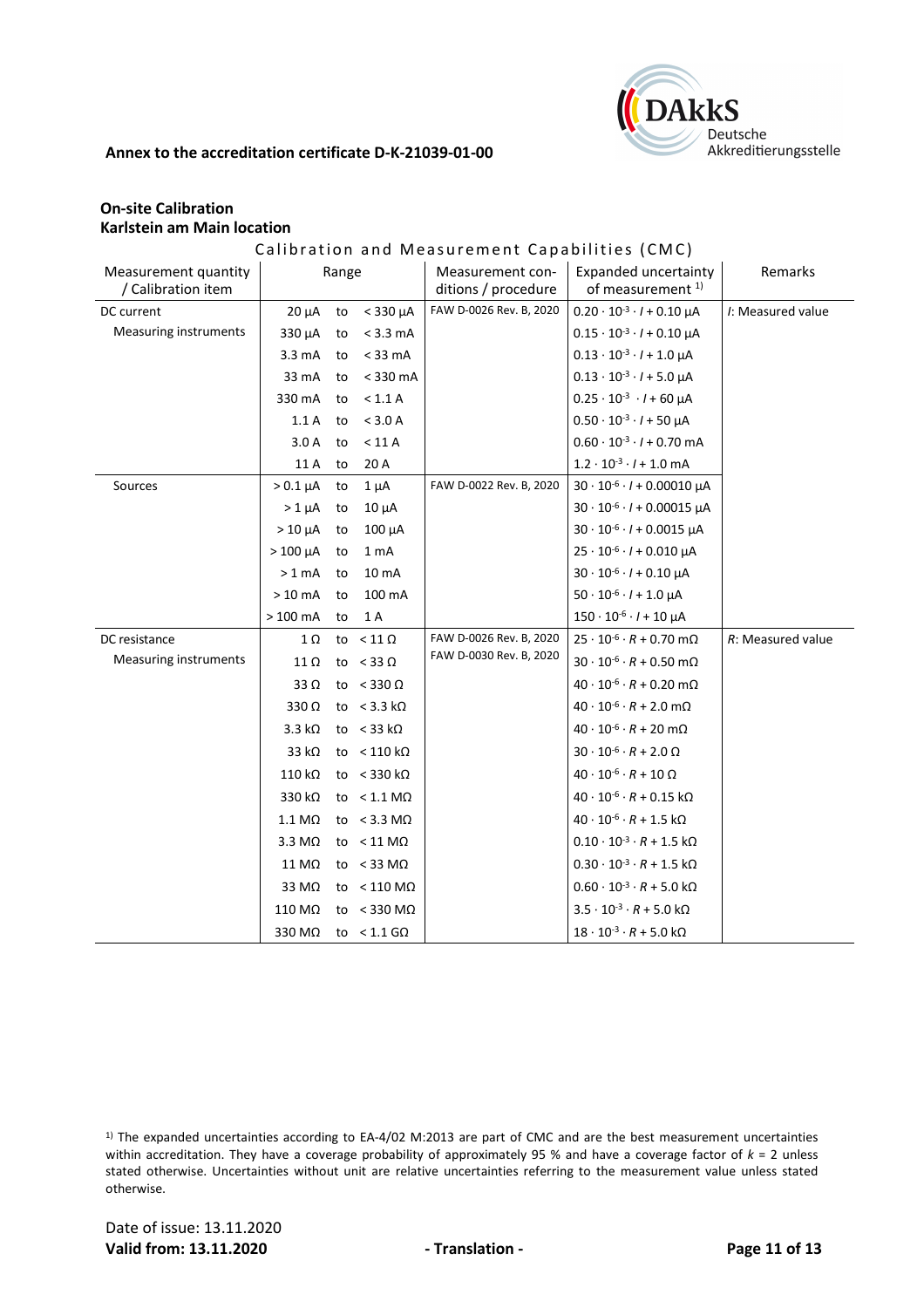**Annex to the accreditation certificate D-K-21039-01-00**

**On-site Calibration**
**Karlstein am Main location**

Calibration and Measurement Capabilities (CMC)

| Measurement quantity / Calibration item | Range | | | Measurement conditions / procedure | Expanded uncertainty of measurement [1] | Remarks |
|---|---|---|---|---|---|---|
| DC current | 20 µA | to | < 330 µA | FAW D-0026 Rev. B, 2020 | $0.20 \cdot 10^{-3} \cdot I + 0.10$ µA | *I*: Measured value |
| Measuring instruments | 330 µA | to | < 3.3 mA | | $0.15 \cdot 10^{-3} \cdot I + 0.10$ µA | |
| | 3.3 mA | to | < 33 mA | | $0.13 \cdot 10^{-3} \cdot I + 1.0$ µA | |
| | 33 mA | to | < 330 mA | | $0.13 \cdot 10^{-3} \cdot I + 5.0$ µA | |
| | 330 mA | to | < 1.1 A | | $0.25 \cdot 10^{-3} \cdot I + 60$ µA | |
| | 1.1 A | to | < 3.0 A | | $0.50 \cdot 10^{-3} \cdot I + 50$ µA | |
| | 3.0 A | to | < 11 A | | $0.60 \cdot 10^{-3} \cdot I + 0.70$ mA | |
| | 11 A | to | 20 A | | $1.2 \cdot 10^{-3} \cdot I + 1.0$ mA | |
| Sources | > 0.1 µA | to | 1 µA | FAW D-0022 Rev. B, 2020 | $30 \cdot 10^{-6} \cdot I + 0.00010$ µA | |
| | > 1 µA | to | 10 µA | | $30 \cdot 10^{-6} \cdot I + 0.00015$ µA | |
| | > 10 µA | to | 100 µA | | $30 \cdot 10^{-6} \cdot I + 0.0015$ µA | |
| | > 100 µA | to | 1 mA | | $25 \cdot 10^{-6} \cdot I + 0.010$ µA | |
| | > 1 mA | to | 10 mA | | $30 \cdot 10^{-6} \cdot I + 0.10$ µA | |
| | > 10 mA | to | 100 mA | | $50 \cdot 10^{-6} \cdot I + 1.0$ µA | |
| | > 100 mA | to | 1 A | | $150 \cdot 10^{-6} \cdot I + 10$ µA | |
| DC resistance | 1 Ω | to | < 11 Ω | FAW D-0026 Rev. B, 2020 | $25 \cdot 10^{-6} \cdot R + 0.70$ mΩ | *R*: Measured value |
| Measuring instruments | 11 Ω | to | < 33 Ω | FAW D-0030 Rev. B, 2020 | $30 \cdot 10^{-6} \cdot R + 0.50$ mΩ | |
| | 33 Ω | to | < 330 Ω | | $40 \cdot 10^{-6} \cdot R + 0.20$ mΩ | |
| | 330 Ω | to | < 3.3 kΩ | | $40 \cdot 10^{-6} \cdot R + 2.0$ mΩ | |
| | 3.3 kΩ | to | < 33 kΩ | | $40 \cdot 10^{-6} \cdot R + 20$ mΩ | |
| | 33 kΩ | to | < 110 kΩ | | $30 \cdot 10^{-6} \cdot R + 2.0$ Ω | |
| | 110 kΩ | to | < 330 kΩ | | $40 \cdot 10^{-6} \cdot R + 10$ Ω | |
| | 330 kΩ | to | < 1.1 MΩ | | $40 \cdot 10^{-6} \cdot R + 0.15$ kΩ | |
| | 1.1 MΩ | to | < 3.3 MΩ | | $40 \cdot 10^{-6} \cdot R + 1.5$ kΩ | |
| | 3.3 MΩ | to | < 11 MΩ | | $0.10 \cdot 10^{-3} \cdot R + 1.5$ kΩ | |
| | 11 MΩ | to | < 33 MΩ | | $0.30 \cdot 10^{-3} \cdot R + 1.5$ kΩ | |
| | 33 MΩ | to | < 110 MΩ | | $0.60 \cdot 10^{-3} \cdot R + 5.0$ kΩ | |
| | 110 MΩ | to | < 330 MΩ | | $3.5 \cdot 10^{-3} \cdot R + 5.0$ kΩ | |
| | 330 MΩ | to | < 1.1 GΩ | | $18 \cdot 10^{-3} \cdot R + 5.0$ kΩ | |

[1] The expanded uncertainties according to EA-4/02 M:2013 are part of CMC and are the best measurement uncertainties within accreditation. They have a coverage probability of approximately 95 % and have a coverage factor of $k = 2$ unless stated otherwise. Uncertainties without unit are relative uncertainties referring to the measurement value unless stated otherwise.

Date of issue: 13.11.2020
**Valid from: 13.11.2020** **- Translation -**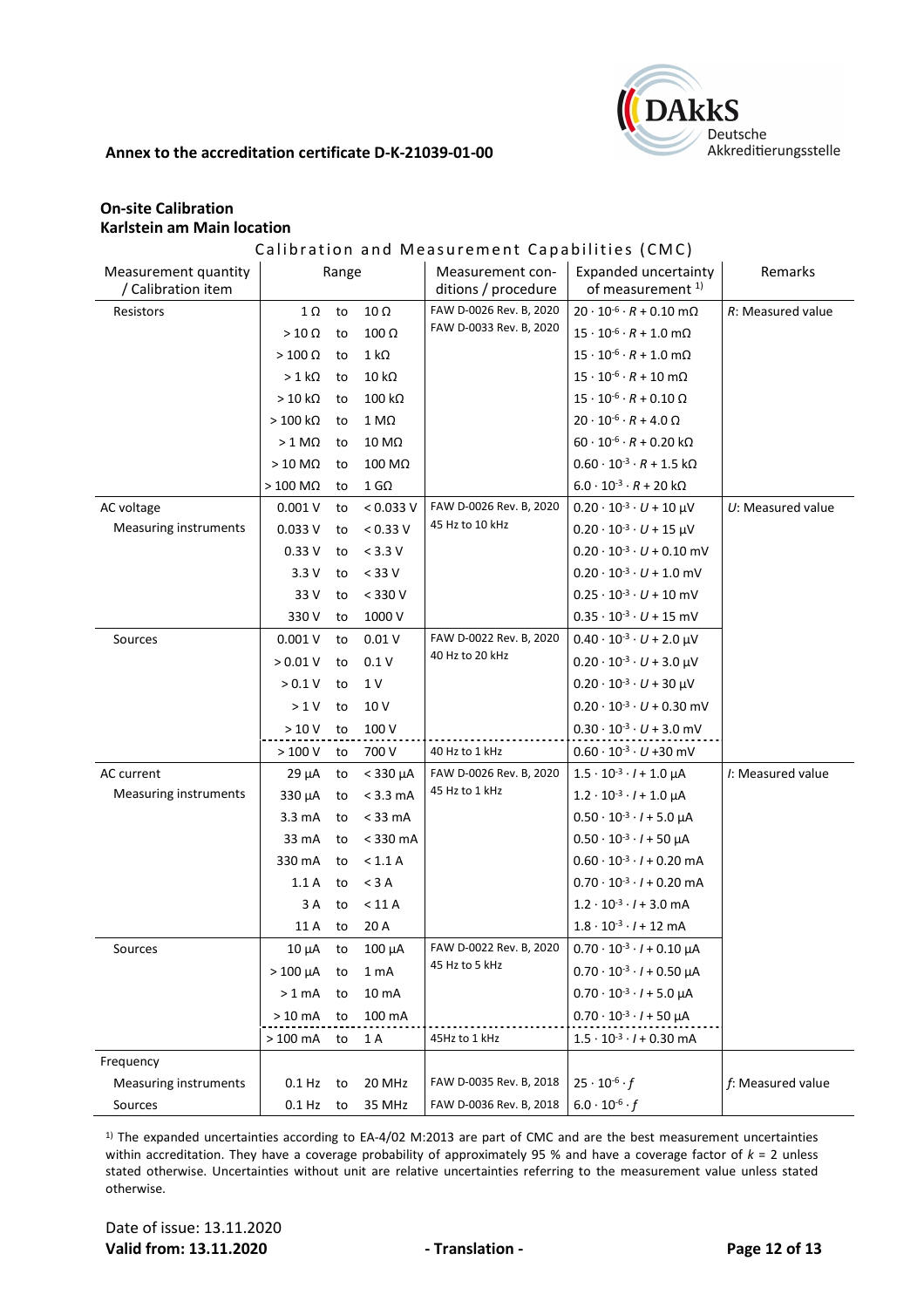**Annex to the accreditation certificate D-K-21039-01-00**

**On-site Calibration**
**Karlstein am Main location**

Calibration and Measurement Capabilities (CMC)

| Measurement quantity / Calibration item | Range | | | Measurement conditions / procedure | Expanded uncertainty of measurement [1] | Remarks |
|---|---|---|---|---|---|---|
| Resistors | 1 Ω | to | 10 Ω | FAW D-0026 Rev. B, 2020 | $20 \cdot 10^{-6} \cdot R + 0.10$ mΩ | $R$: Measured value |
| | > 10 Ω | to | 100 Ω | FAW D-0033 Rev. B, 2020 | $15 \cdot 10^{-6} \cdot R + 1.0$ mΩ | |
| | > 100 Ω | to | 1 kΩ | | $15 \cdot 10^{-6} \cdot R + 1.0$ mΩ | |
| | > 1 kΩ | to | 10 kΩ | | $15 \cdot 10^{-6} \cdot R + 10$ mΩ | |
| | > 10 kΩ | to | 100 kΩ | | $15 \cdot 10^{-6} \cdot R + 0.10$ Ω | |
| | > 100 kΩ | to | 1 MΩ | | $20 \cdot 10^{-6} \cdot R + 4.0$ Ω | |
| | > 1 MΩ | to | 10 MΩ | | $60 \cdot 10^{-6} \cdot R + 0.20$ kΩ | |
| | > 10 MΩ | to | 100 MΩ | | $0.60 \cdot 10^{-3} \cdot R + 1.5$ kΩ | |
| | > 100 MΩ | to | 1 GΩ | | $6.0 \cdot 10^{-3} \cdot R + 20$ kΩ | |
| AC voltage<br>Measuring instruments | 0.001 V | to | < 0.033 V | FAW D-0026 Rev. B, 2020<br>45 Hz to 10 kHz | $0.20 \cdot 10^{-3} \cdot U + 10$ µV | $U$: Measured value |
| | 0.033 V | to | < 0.33 V | | $0.20 \cdot 10^{-3} \cdot U + 15$ µV | |
| | 0.33 V | to | < 3.3 V | | $0.20 \cdot 10^{-3} \cdot U + 0.10$ mV | |
| | 3.3 V | to | < 33 V | | $0.20 \cdot 10^{-3} \cdot U + 1.0$ mV | |
| | 33 V | to | < 330 V | | $0.25 \cdot 10^{-3} \cdot U + 10$ mV | |
| | 330 V | to | 1000 V | | $0.35 \cdot 10^{-3} \cdot U + 15$ mV | |
| Sources | 0.001 V | to | 0.01 V | FAW D-0022 Rev. B, 2020<br>40 Hz to 20 kHz | $0.40 \cdot 10^{-3} \cdot U + 2.0$ µV | |
| | > 0.01 V | to | 0.1 V | | $0.20 \cdot 10^{-3} \cdot U + 3.0$ µV | |
| | > 0.1 V | to | 1 V | | $0.20 \cdot 10^{-3} \cdot U + 30$ µV | |
| | > 1 V | to | 10 V | | $0.20 \cdot 10^{-3} \cdot U + 0.30$ mV | |
| | > 10 V | to | 100 V | | $0.30 \cdot 10^{-3} \cdot U + 3.0$ mV | |
| | > 100 V | to | 700 V | 40 Hz to 1 kHz | $0.60 \cdot 10^{-3} \cdot U + 30$ mV | |
| AC current<br>Measuring instruments | 29 µA | to | < 330 µA | FAW D-0026 Rev. B, 2020<br>45 Hz to 1 kHz | $1.5 \cdot 10^{-3} \cdot I + 1.0$ µA | $I$: Measured value |
| | 330 µA | to | < 3.3 mA | | $1.2 \cdot 10^{-3} \cdot I + 1.0$ µA | |
| | 3.3 mA | to | < 33 mA | | $0.50 \cdot 10^{-3} \cdot I + 5.0$ µA | |
| | 33 mA | to | < 330 mA | | $0.50 \cdot 10^{-3} \cdot I + 50$ µA | |
| | 330 mA | to | < 1.1 A | | $0.60 \cdot 10^{-3} \cdot I + 0.20$ mA | |
| | 1.1 A | to | < 3 A | | $0.70 \cdot 10^{-3} \cdot I + 0.20$ mA | |
| | 3 A | to | < 11 A | | $1.2 \cdot 10^{-3} \cdot I + 3.0$ mA | |
| | 11 A | to | 20 A | | $1.8 \cdot 10^{-3} \cdot I + 12$ mA | |
| Sources | 10 µA | to | 100 µA | FAW D-0022 Rev. B, 2020<br>45 Hz to 5 kHz | $0.70 \cdot 10^{-3} \cdot I + 0.10$ µA | |
| | > 100 µA | to | 1 mA | | $0.70 \cdot 10^{-3} \cdot I + 0.50$ µA | |
| | > 1 mA | to | 10 mA | | $0.70 \cdot 10^{-3} \cdot I + 5.0$ µA | |
| | > 10 mA | to | 100 mA | | $0.70 \cdot 10^{-3} \cdot I + 50$ µA | |
| | > 100 mA | to | 1 A | 45Hz to 1 kHz | $1.5 \cdot 10^{-3} \cdot I + 0.30$ mA | |
| Frequency | | | | | | |
| Measuring instruments | 0.1 Hz | to | 20 MHz | FAW D-0035 Rev. B, 2018 | $25 \cdot 10^{-6} \cdot f$ | $f$: Measured value |
| Sources | 0.1 Hz | to | 35 MHz | FAW D-0036 Rev. B, 2018 | $6.0 \cdot 10^{-6} \cdot f$ | |

[1] The expanded uncertainties according to EA-4/02 M:2013 are part of CMC and are the best measurement uncertainties within accreditation. They have a coverage probability of approximately 95 % and have a coverage factor of $k = 2$ unless stated otherwise. Uncertainties without unit are relative uncertainties referring to the measurement value unless stated otherwise.

Date of issue: 13.11.2020
**Valid from: 13.11.2020** **- Translation -**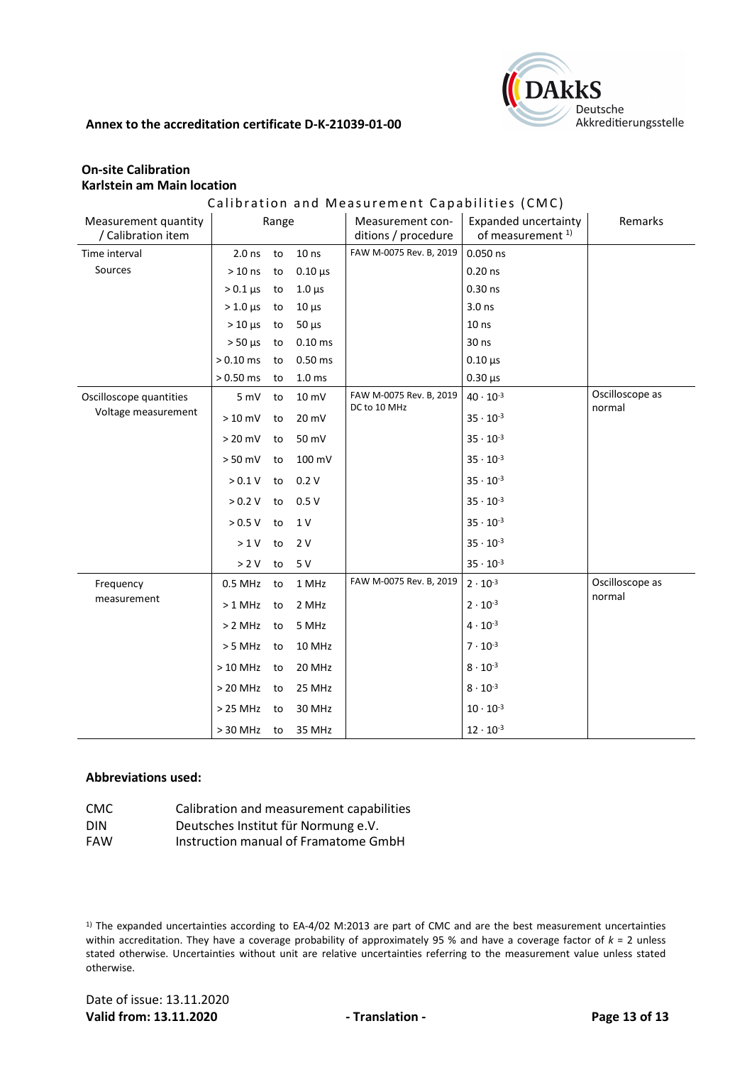**Annex to the accreditation certificate D-K-21039-01-00**

**On-site Calibration**
**Karlstein am Main location**

Calibration and Measurement Capabilities (CMC)

| Measurement quantity / Calibration item | Range | | | Measurement conditions / procedure | Expanded uncertainty of measurement [1)] | Remarks |
|---|---|---|---|---|---|---|
| Time interval Sources | 2.0 ns | to | 10 ns | FAW M-0075 Rev. B, 2019 | 0.050 ns | |
| | > 10 ns | to | 0.10 µs | | 0.20 ns | |
| | > 0.1 µs | to | 1.0 µs | | 0.30 ns | |
| | > 1.0 µs | to | 10 µs | | 3.0 ns | |
| | > 10 µs | to | 50 µs | | 10 ns | |
| | > 50 µs | to | 0.10 ms | | 30 ns | |
| | > 0.10 ms | to | 0.50 ms | | 0.10 µs | |
| | > 0.50 ms | to | 1.0 ms | | 0.30 µs | |
| Oscilloscope quantities Voltage measurement | 5 mV | to | 10 mV | FAW M-0075 Rev. B, 2019 DC to 10 MHz | $40 \cdot 10^{-3}$ | Oscilloscope as normal |
| | > 10 mV | to | 20 mV | | $35 \cdot 10^{-3}$ | |
| | > 20 mV | to | 50 mV | | $35 \cdot 10^{-3}$ | |
| | > 50 mV | to | 100 mV | | $35 \cdot 10^{-3}$ | |
| | > 0.1 V | to | 0.2 V | | $35 \cdot 10^{-3}$ | |
| | > 0.2 V | to | 0.5 V | | $35 \cdot 10^{-3}$ | |
| | > 0.5 V | to | 1 V | | $35 \cdot 10^{-3}$ | |
| | > 1 V | to | 2 V | | $35 \cdot 10^{-3}$ | |
| | > 2 V | to | 5 V | | $35 \cdot 10^{-3}$ | |
| Frequency measurement | 0.5 MHz | to | 1 MHz | FAW M-0075 Rev. B, 2019 | $2 \cdot 10^{-3}$ | Oscilloscope as normal |
| | > 1 MHz | to | 2 MHz | | $2 \cdot 10^{-3}$ | |
| | > 2 MHz | to | 5 MHz | | $4 \cdot 10^{-3}$ | |
| | > 5 MHz | to | 10 MHz | | $7 \cdot 10^{-3}$ | |
| | > 10 MHz | to | 20 MHz | | $8 \cdot 10^{-3}$ | |
| | > 20 MHz | to | 25 MHz | | $8 \cdot 10^{-3}$ | |
| | > 25 MHz | to | 30 MHz | | $10 \cdot 10^{-3}$ | |
| | > 30 MHz | to | 35 MHz | | $12 \cdot 10^{-3}$ | |

**Abbreviations used:**

| | |
|---|---|
| CMC | Calibration and measurement capabilities |
| DIN | Deutsches Institut für Normung e.V. |
| FAW | Instruction manual of Framatome GmbH |

[1)] The expanded uncertainties according to EA-4/02 M:2013 are part of CMC and are the best measurement uncertainties within accreditation. They have a coverage probability of approximately 95 % and have a coverage factor of $k = 2$ unless stated otherwise. Uncertainties without unit are relative uncertainties referring to the measurement value unless stated otherwise.

Date of issue: 13.11.2020
**Valid from: 13.11.2020** **- Translation -**